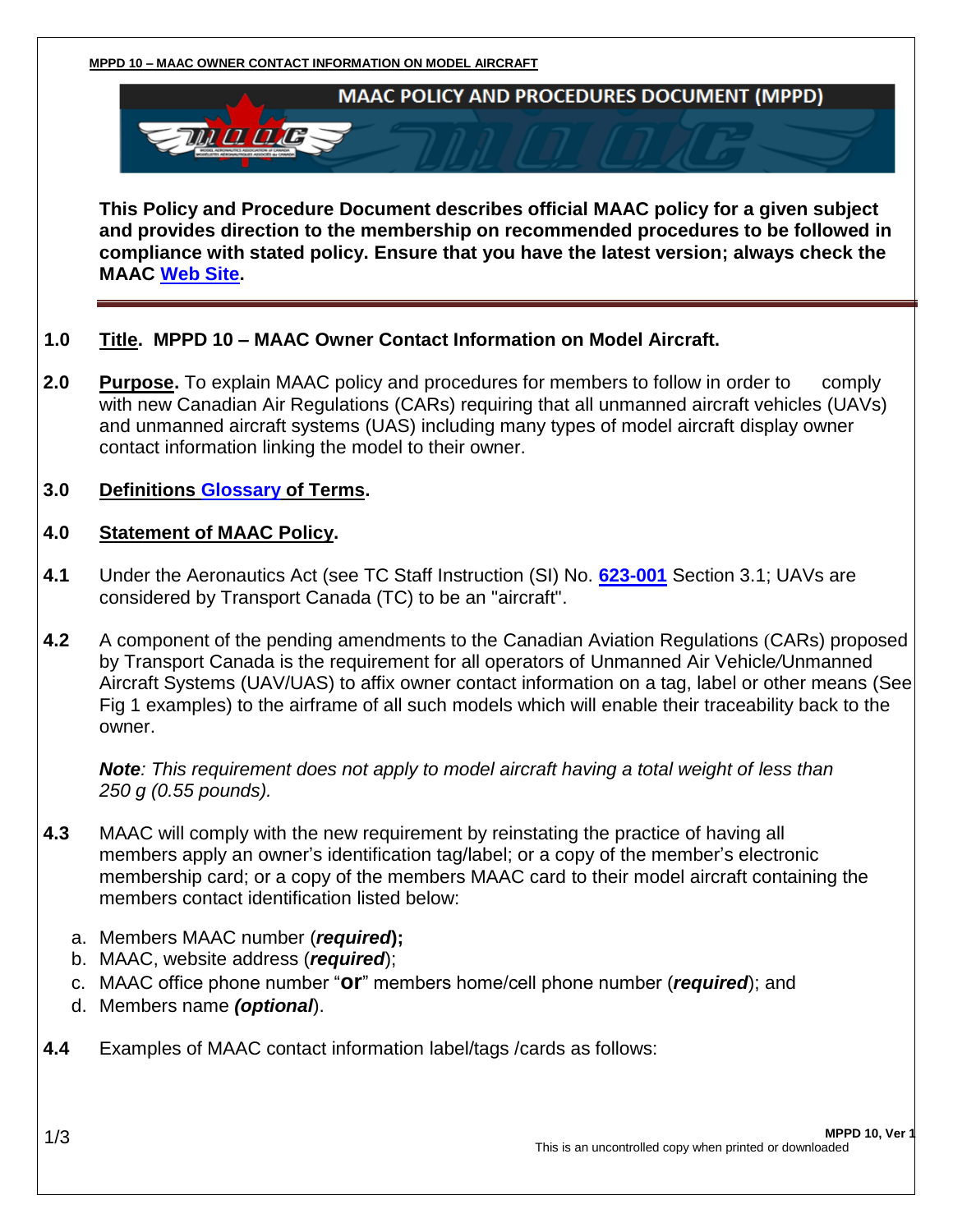MPPD 10 – MAAC OWNER CONTACT INFORMATION ON MODEL AIRCRAFT

# MAAC POLICY AND PROCEDURES DOCUMENT (MPPD)

**This Policy and Procedure Document describes official MAAC policy for a given subject and provides direction to the membership on recommended procedures to be followed in compliance with stated policy. Ensure that you have the latest version; always check the MAAC Web Site.**

---

**1.0** **Title. MPPD 10 – MAAC Owner Contact Information on Model Aircraft.**

**2.0** **Purpose.** To explain MAAC policy and procedures for members to follow in order to comply with new Canadian Air Regulations (CARs) requiring that all unmanned aircraft vehicles (UAVs) and unmanned aircraft systems (UAS) including many types of model aircraft display owner contact information linking the model to their owner.

**3.0** **Definitions Glossary of Terms.**

**4.0** **Statement of MAAC Policy.**

**4.1** Under the Aeronautics Act (see TC Staff Instruction (SI) No. **623-001** Section 3.1; UAVs are considered by Transport Canada (TC) to be an "aircraft".

**4.2** A component of the pending amendments to the Canadian Aviation Regulations (CARs) proposed by Transport Canada is the requirement for all operators of Unmanned Air Vehicle/Unmanned Aircraft Systems (UAV/UAS) to affix owner contact information on a tag, label or other means (See Fig 1 examples) to the airframe of all such models which will enable their traceability back to the owner.

***Note**: This requirement does not apply to model aircraft having a total weight of less than 250 g (0.55 pounds).*

**4.3** MAAC will comply with the new requirement by reinstating the practice of having all members apply an owner's identification tag/label; or a copy of the member's electronic membership card; or a copy of the members MAAC card to their model aircraft containing the members contact identification listed below:

a. Members MAAC number (***required*);**
b. MAAC, website address (***required***);
c. MAAC office phone number "**or**" members home/cell phone number (***required***); and
d. Members name ***(optional)***.

**4.4** Examples of MAAC contact information label/tags /cards as follows: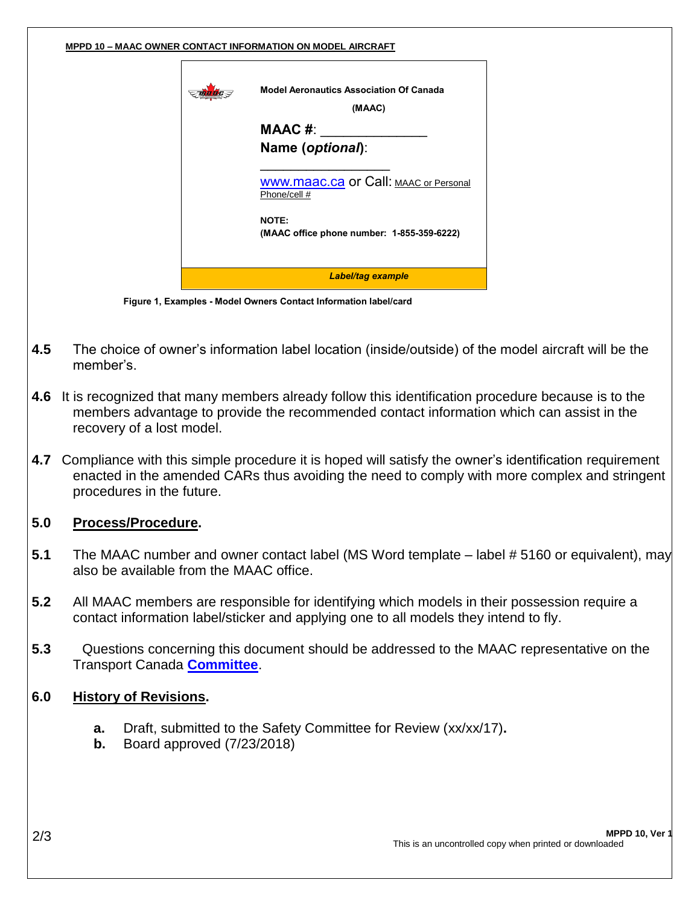**MPPD 10 – MAAC OWNER CONTACT INFORMATION ON MODEL AIRCRAFT**

**Model Aeronautics Association Of Canada**

**(MAAC)**

**MAAC #**: ______________

**Name (*optional*)**:

__________________

www.maac.ca or Call: MAAC or Personal Phone/cell #

**NOTE:**
**(MAAC office phone number: 1-855-359-6222)**

***Label/tag example***

**Figure 1, Examples - Model Owners Contact Information label/card**

**4.5** The choice of owner's information label location (inside/outside) of the model aircraft will be the member's.

**4.6** It is recognized that many members already follow this identification procedure because is to the members advantage to provide the recommended contact information which can assist in the recovery of a lost model.

**4.7** Compliance with this simple procedure it is hoped will satisfy the owner's identification requirement enacted in the amended CARs thus avoiding the need to comply with more complex and stringent procedures in the future.

## 5.0 Process/Procedure.

**5.1** The MAAC number and owner contact label (MS Word template – label # 5160 or equivalent), may also be available from the MAAC office.

**5.2** All MAAC members are responsible for identifying which models in their possession require a contact information label/sticker and applying one to all models they intend to fly.

**5.3** Questions concerning this document should be addressed to the MAAC representative on the Transport Canada **Committee**.

## 6.0 History of Revisions.

- **a.** Draft, submitted to the Safety Committee for Review (xx/xx/17)**.**
- **b.** Board approved (7/23/2018)

This is an uncontrolled copy when printed or downloaded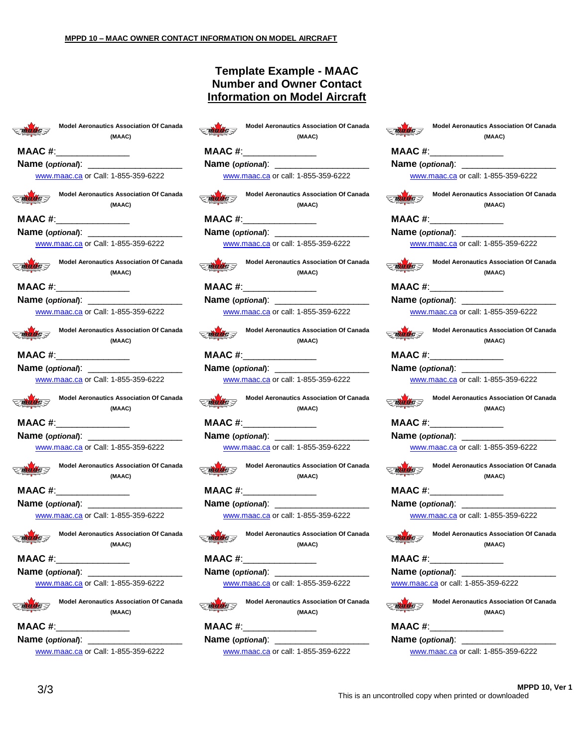# Template Example - MAAC Number and Owner Contact Information on Model Aircraft

**Model Aeronautics Association Of Canada (MAAC)**

**MAAC #**:_______________

**Name** (***optional***): ____________________

www.maac.ca or Call: 1-855-359-6222

**Model Aeronautics Association Of Canada (MAAC)**

**MAAC #**:_______________

**Name** (***optional***): ____________________

www.maac.ca or call: 1-855-359-6222

**Model Aeronautics Association Of Canada (MAAC)**

**MAAC #**:_______________

**Name** (***optional***): ____________________

www.maac.ca or call: 1-855-359-6222

**Model Aeronautics Association Of Canada (MAAC)**

**MAAC #**:_______________

**Name** (***optional***): ____________________

www.maac.ca or Call: 1-855-359-6222

**Model Aeronautics Association Of Canada (MAAC)**

**MAAC #**:_______________

**Name** (***optional***): ____________________

www.maac.ca or call: 1-855-359-6222

**Model Aeronautics Association Of Canada (MAAC)**

**MAAC #**:_______________

**Name** (***optional***): ____________________

www.maac.ca or call: 1-855-359-6222

**Model Aeronautics Association Of Canada (MAAC)**

**MAAC #**:_______________

**Name** (***optional***): ____________________

www.maac.ca or Call: 1-855-359-6222

**Model Aeronautics Association Of Canada (MAAC)**

**MAAC #**:_______________

**Name** (***optional***): ____________________

www.maac.ca or call: 1-855-359-6222

**Model Aeronautics Association Of Canada (MAAC)**

**MAAC #**:_______________

**Name** (***optional***): ____________________

www.maac.ca or call: 1-855-359-6222

**Model Aeronautics Association Of Canada (MAAC)**

**MAAC #**:_______________

**Name** (***optional***): ____________________

www.maac.ca or Call: 1-855-359-6222

**Model Aeronautics Association Of Canada (MAAC)**

**MAAC #**:_______________

**Name** (***optional***): ____________________

www.maac.ca or call: 1-855-359-6222

**Model Aeronautics Association Of Canada (MAAC)**

**MAAC #**:_______________

**Name** (***optional***): ____________________

www.maac.ca or call: 1-855-359-6222

**Model Aeronautics Association Of Canada (MAAC)**

**MAAC #**:_______________

**Name** (***optional***): ____________________

www.maac.ca or Call: 1-855-359-6222

**Model Aeronautics Association Of Canada (MAAC)**

**MAAC #**:_______________

**Name** (***optional***): ____________________

www.maac.ca or call: 1-855-359-6222

**Model Aeronautics Association Of Canada (MAAC)**

**MAAC #**:_______________

**Name** (***optional***): ____________________

www.maac.ca or call: 1-855-359-6222

**Model Aeronautics Association Of Canada (MAAC)**

**MAAC #**:_______________

**Name** (***optional***): ____________________

www.maac.ca or Call: 1-855-359-6222

**Model Aeronautics Association Of Canada (MAAC)**

**MAAC #**:_______________

**Name** (***optional***): ____________________

www.maac.ca or call: 1-855-359-6222

**Model Aeronautics Association Of Canada (MAAC)**

**MAAC #**:_______________

**Name** (***optional***): ____________________

www.maac.ca or call: 1-855-359-6222

**Model Aeronautics Association Of Canada (MAAC)**

**MAAC #**:_______________

**Name** (***optional***): ____________________

www.maac.ca or Call: 1-855-359-6222

**Model Aeronautics Association Of Canada (MAAC)**

**MAAC #**:_______________

**Name** (***optional***): ____________________

www.maac.ca or call: 1-855-359-6222

**Model Aeronautics Association Of Canada (MAAC)**

**MAAC #**:_______________

**Name** (***optional***): ____________________

www.maac.ca or call: 1-855-359-6222

**Model Aeronautics Association Of Canada (MAAC)**

**MAAC #**:_______________

**Name** (***optional***): ____________________

www.maac.ca or Call: 1-855-359-6222

**Model Aeronautics Association Of Canada (MAAC)**

**MAAC #**:_______________

**Name** (***optional***): ____________________

www.maac.ca or call: 1-855-359-6222

**Model Aeronautics Association Of Canada (MAAC)**

**MAAC #**:_______________

**Name** (***optional***): ____________________

www.maac.ca or call: 1-855-359-6222